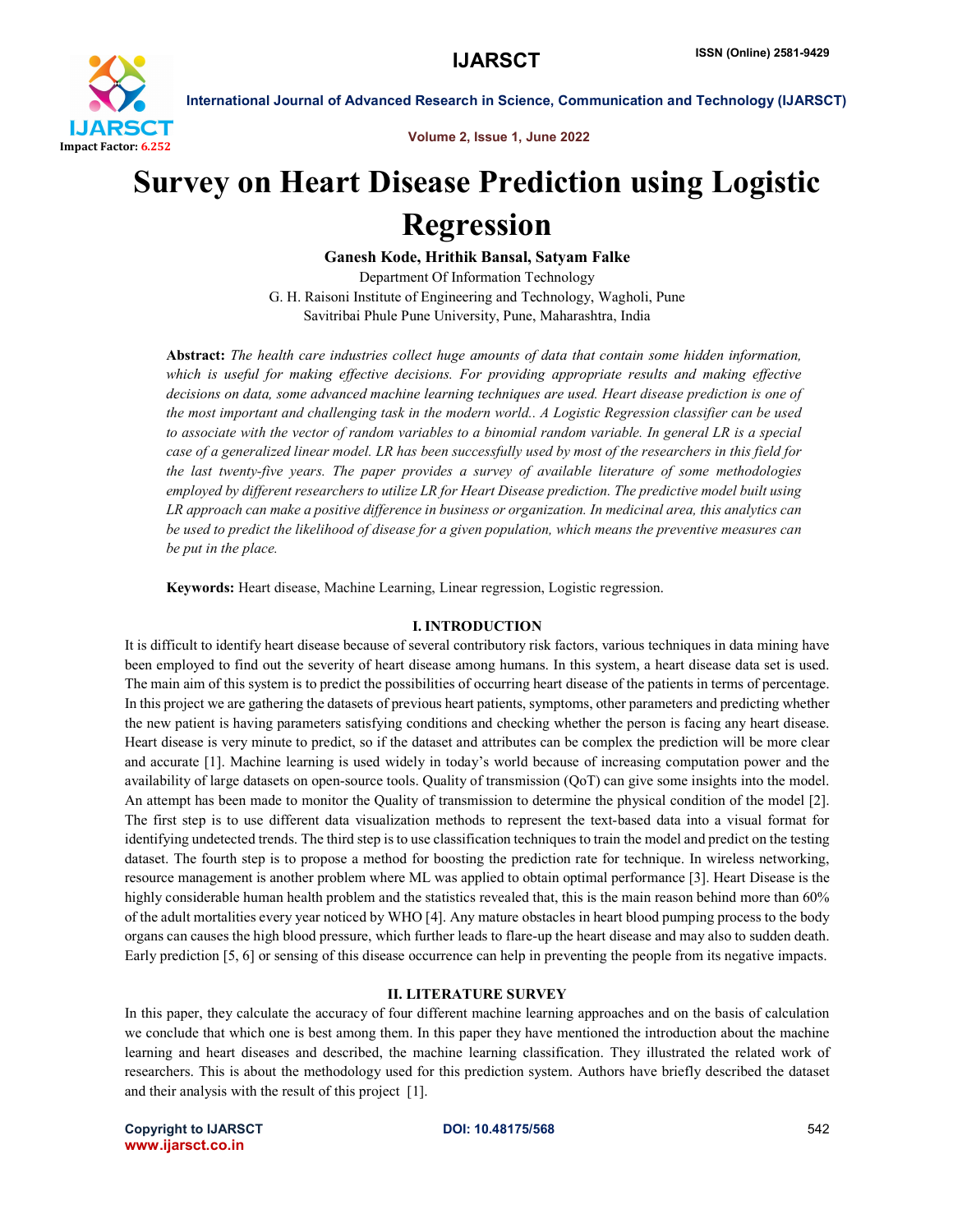# Survey on Heart Disease Prediction using Logistic Regression

**Ganesh Kode, Hrithik Bansal, Satyam Falke**

Department Of Information Technology
G. H. Raisoni Institute of Engineering and Technology, Wagholi, Pune
Savitribai Phule Pune University, Pune, Maharashtra, India

**Abstract:** *The health care industries collect huge amounts of data that contain some hidden information, which is useful for making effective decisions. For providing appropriate results and making effective decisions on data, some advanced machine learning techniques are used. Heart disease prediction is one of the most important and challenging task in the modern world.. A Logistic Regression classifier can be used to associate with the vector of random variables to a binomial random variable. In general LR is a special case of a generalized linear model. LR has been successfully used by most of the researchers in this field for the last twenty-five years. The paper provides a survey of available literature of some methodologies employed by different researchers to utilize LR for Heart Disease prediction. The predictive model built using LR approach can make a positive difference in business or organization. In medicinal area, this analytics can be used to predict the likelihood of disease for a given population, which means the preventive measures can be put in the place.*

**Keywords:** Heart disease, Machine Learning, Linear regression, Logistic regression.

## I. INTRODUCTION

It is difficult to identify heart disease because of several contributory risk factors, various techniques in data mining have been employed to find out the severity of heart disease among humans. In this system, a heart disease data set is used. The main aim of this system is to predict the possibilities of occurring heart disease of the patients in terms of percentage. In this project we are gathering the datasets of previous heart patients, symptoms, other parameters and predicting whether the new patient is having parameters satisfying conditions and checking whether the person is facing any heart disease. Heart disease is very minute to predict, so if the dataset and attributes can be complex the prediction will be more clear and accurate [1]. Machine learning is used widely in today's world because of increasing computation power and the availability of large datasets on open-source tools. Quality of transmission (QoT) can give some insights into the model. An attempt has been made to monitor the Quality of transmission to determine the physical condition of the model [2]. The first step is to use different data visualization methods to represent the text-based data into a visual format for identifying undetected trends. The third step is to use classification techniques to train the model and predict on the testing dataset. The fourth step is to propose a method for boosting the prediction rate for technique. In wireless networking, resource management is another problem where ML was applied to obtain optimal performance [3]. Heart Disease is the highly considerable human health problem and the statistics revealed that, this is the main reason behind more than 60% of the adult mortalities every year noticed by WHO [4]. Any mature obstacles in heart blood pumping process to the body organs can causes the high blood pressure, which further leads to flare-up the heart disease and may also to sudden death. Early prediction [5, 6] or sensing of this disease occurrence can help in preventing the people from its negative impacts.

## II. LITERATURE SURVEY

In this paper, they calculate the accuracy of four different machine learning approaches and on the basis of calculation we conclude that which one is best among them. In this paper they have mentioned the introduction about the machine learning and heart diseases and described, the machine learning classification. They illustrated the related work of researchers. This is about the methodology used for this prediction system. Authors have briefly described the dataset and their analysis with the result of this project [1].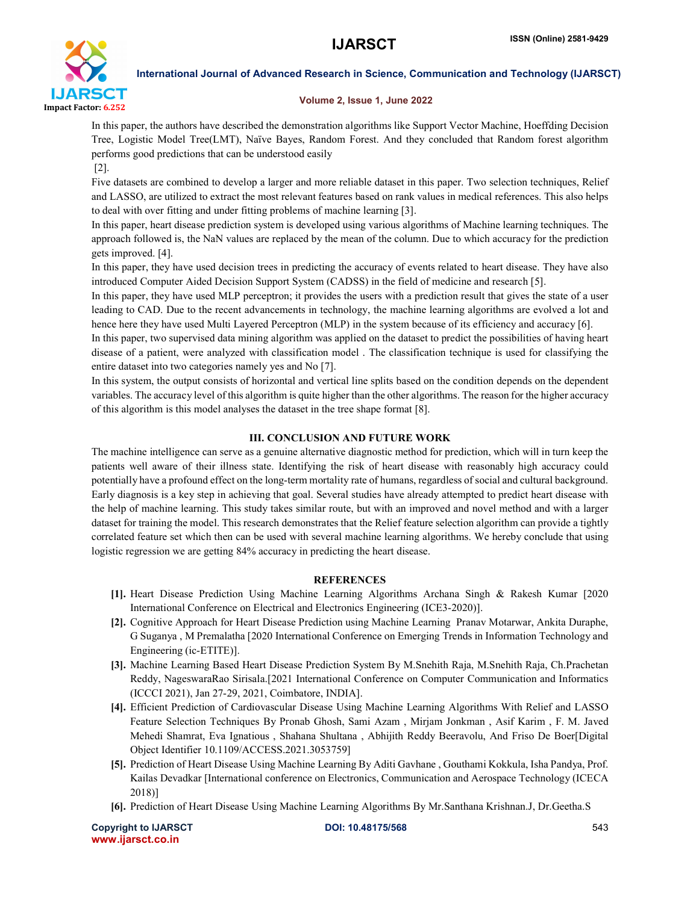In this paper, the authors have described the demonstration algorithms like Support Vector Machine, Hoeffding Decision Tree, Logistic Model Tree(LMT), Naïve Bayes, Random Forest. And they concluded that Random forest algorithm performs good predictions that can be understood easily [2].

Five datasets are combined to develop a larger and more reliable dataset in this paper. Two selection techniques, Relief and LASSO, are utilized to extract the most relevant features based on rank values in medical references. This also helps to deal with over fitting and under fitting problems of machine learning [3].

In this paper, heart disease prediction system is developed using various algorithms of Machine learning techniques. The approach followed is, the NaN values are replaced by the mean of the column. Due to which accuracy for the prediction gets improved. [4].

In this paper, they have used decision trees in predicting the accuracy of events related to heart disease. They have also introduced Computer Aided Decision Support System (CADSS) in the field of medicine and research [5].

In this paper, they have used MLP perceptron; it provides the users with a prediction result that gives the state of a user leading to CAD. Due to the recent advancements in technology, the machine learning algorithms are evolved a lot and hence here they have used Multi Layered Perceptron (MLP) in the system because of its efficiency and accuracy [6].

In this paper, two supervised data mining algorithm was applied on the dataset to predict the possibilities of having heart disease of a patient, were analyzed with classification model . The classification technique is used for classifying the entire dataset into two categories namely yes and No [7].

In this system, the output consists of horizontal and vertical line splits based on the condition depends on the dependent variables. The accuracy level of this algorithm is quite higher than the other algorithms. The reason for the higher accuracy of this algorithm is this model analyses the dataset in the tree shape format [8].

## III. CONCLUSION AND FUTURE WORK

The machine intelligence can serve as a genuine alternative diagnostic method for prediction, which will in turn keep the patients well aware of their illness state. Identifying the risk of heart disease with reasonably high accuracy could potentially have a profound effect on the long-term mortality rate of humans, regardless of social and cultural background. Early diagnosis is a key step in achieving that goal. Several studies have already attempted to predict heart disease with the help of machine learning. This study takes similar route, but with an improved and novel method and with a larger dataset for training the model. This research demonstrates that the Relief feature selection algorithm can provide a tightly correlated feature set which then can be used with several machine learning algorithms. We hereby conclude that using logistic regression we are getting 84% accuracy in predicting the heart disease.

## REFERENCES

- **[1].** Heart Disease Prediction Using Machine Learning Algorithms Archana Singh & Rakesh Kumar [2020 International Conference on Electrical and Electronics Engineering (ICE3-2020)].
- **[2].** Cognitive Approach for Heart Disease Prediction using Machine Learning Pranav Motarwar, Ankita Duraphe, G Suganya , M Premalatha [2020 International Conference on Emerging Trends in Information Technology and Engineering (ic-ETITE)].
- **[3].** Machine Learning Based Heart Disease Prediction System By M.Snehith Raja, M.Snehith Raja, Ch.Prachetan Reddy, NageswaraRao Sirisala.[2021 International Conference on Computer Communication and Informatics (ICCCI 2021), Jan 27-29, 2021, Coimbatore, INDIA].
- **[4].** Efficient Prediction of Cardiovascular Disease Using Machine Learning Algorithms With Relief and LASSO Feature Selection Techniques By Pronab Ghosh, Sami Azam , Mirjam Jonkman , Asif Karim , F. M. Javed Mehedi Shamrat, Eva Ignatious , Shahana Shultana , Abhijith Reddy Beeravolu, And Friso De Boer[Digital Object Identifier 10.1109/ACCESS.2021.3053759]
- **[5].** Prediction of Heart Disease Using Machine Learning By Aditi Gavhane , Gouthami Kokkula, Isha Pandya, Prof. Kailas Devadkar [International conference on Electronics, Communication and Aerospace Technology (ICECA 2018)]
- **[6].** Prediction of Heart Disease Using Machine Learning Algorithms By Mr.Santhana Krishnan.J, Dr.Geetha.S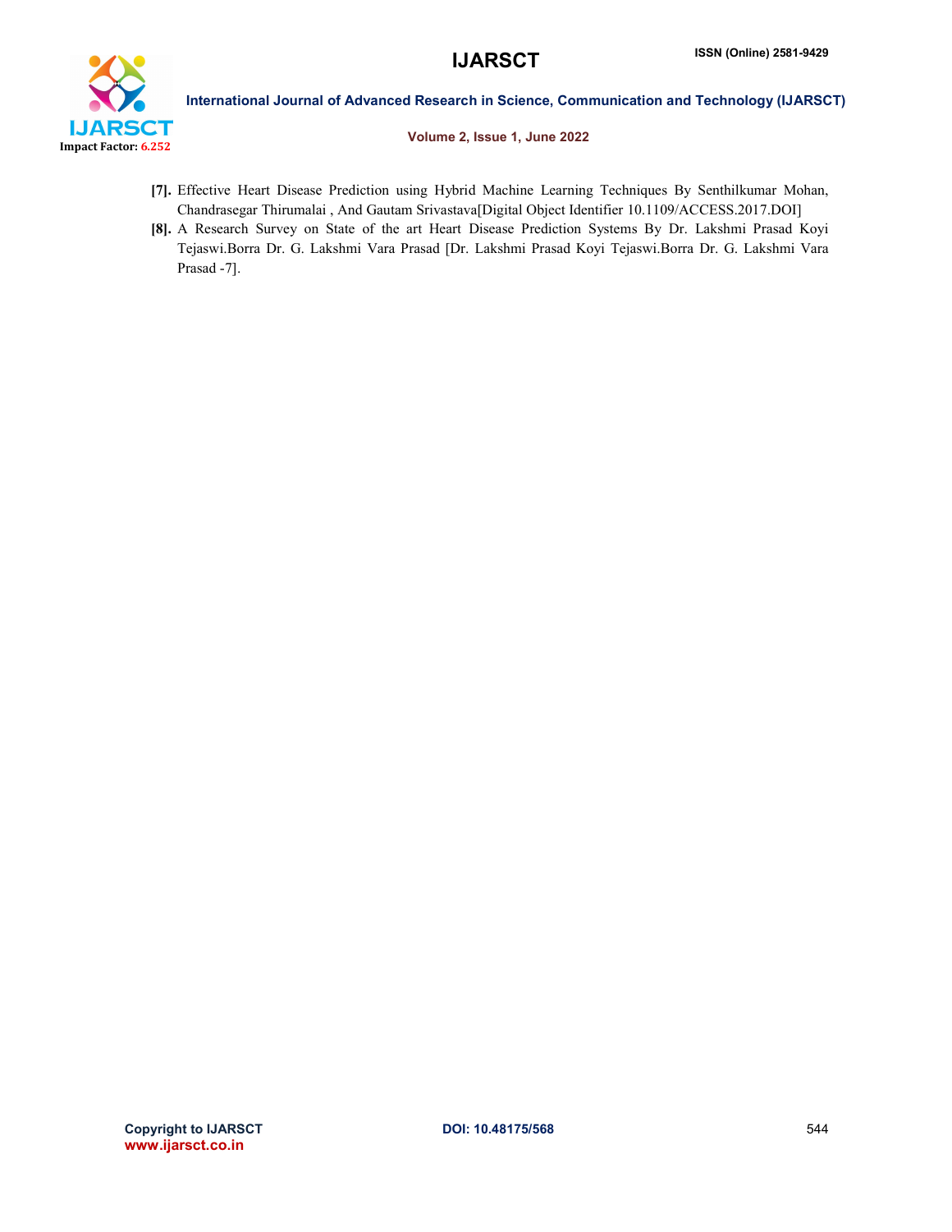[7]. Effective Heart Disease Prediction using Hybrid Machine Learning Techniques By Senthilkumar Mohan, Chandrasegar Thirumalai , And Gautam Srivastava[Digital Object Identifier 10.1109/ACCESS.2017.DOI]

[8]. A Research Survey on State of the art Heart Disease Prediction Systems By Dr. Lakshmi Prasad Koyi Tejaswi.Borra Dr. G. Lakshmi Vara Prasad [Dr. Lakshmi Prasad Koyi Tejaswi.Borra Dr. G. Lakshmi Vara Prasad -7].